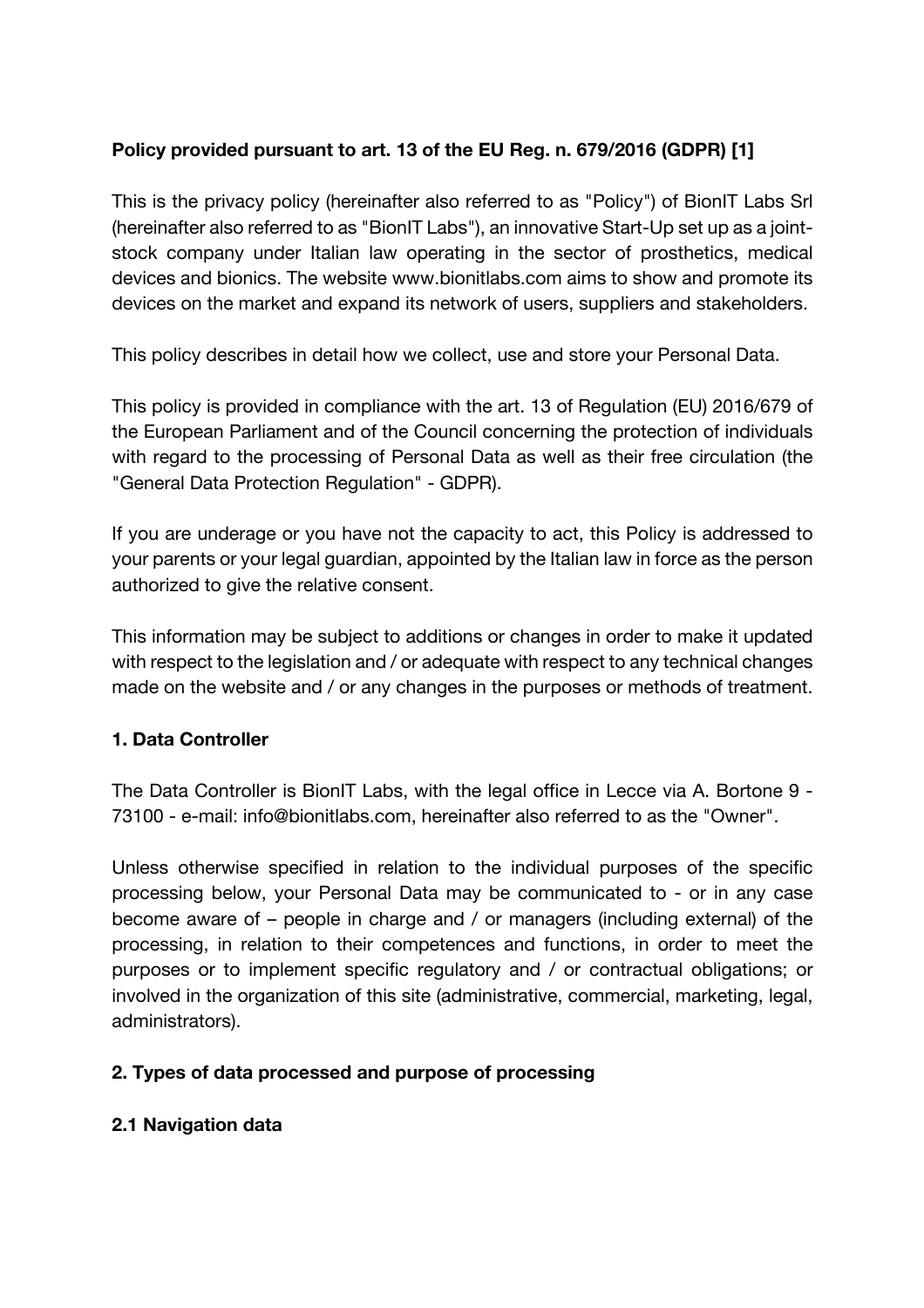**Policy provided pursuant to art. 13 of the EU Reg. n. 679/2016 (GDPR) [1]**

This is the privacy policy (hereinafter also referred to as "Policy") of BionIT Labs Srl (hereinafter also referred to as "BionIT Labs"), an innovative Start-Up set up as a joint-stock company under Italian law operating in the sector of prosthetics, medical devices and bionics. The website www.bionitlabs.com aims to show and promote its devices on the market and expand its network of users, suppliers and stakeholders.

This policy describes in detail how we collect, use and store your Personal Data.

This policy is provided in compliance with the art. 13 of Regulation (EU) 2016/679 of the European Parliament and of the Council concerning the protection of individuals with regard to the processing of Personal Data as well as their free circulation (the "General Data Protection Regulation" - GDPR).

If you are underage or you have not the capacity to act, this Policy is addressed to your parents or your legal guardian, appointed by the Italian law in force as the person authorized to give the relative consent.

This information may be subject to additions or changes in order to make it updated with respect to the legislation and / or adequate with respect to any technical changes made on the website and / or any changes in the purposes or methods of treatment.

**1. Data Controller**

The Data Controller is BionIT Labs, with the legal office in Lecce via A. Bortone 9 - 73100 - e-mail: info@bionitlabs.com, hereinafter also referred to as the "Owner".

Unless otherwise specified in relation to the individual purposes of the specific processing below, your Personal Data may be communicated to - or in any case become aware of – people in charge and / or managers (including external) of the processing, in relation to their competences and functions, in order to meet the purposes or to implement specific regulatory and / or contractual obligations; or involved in the organization of this site (administrative, commercial, marketing, legal, administrators).

**2. Types of data processed and purpose of processing**

**2.1 Navigation data**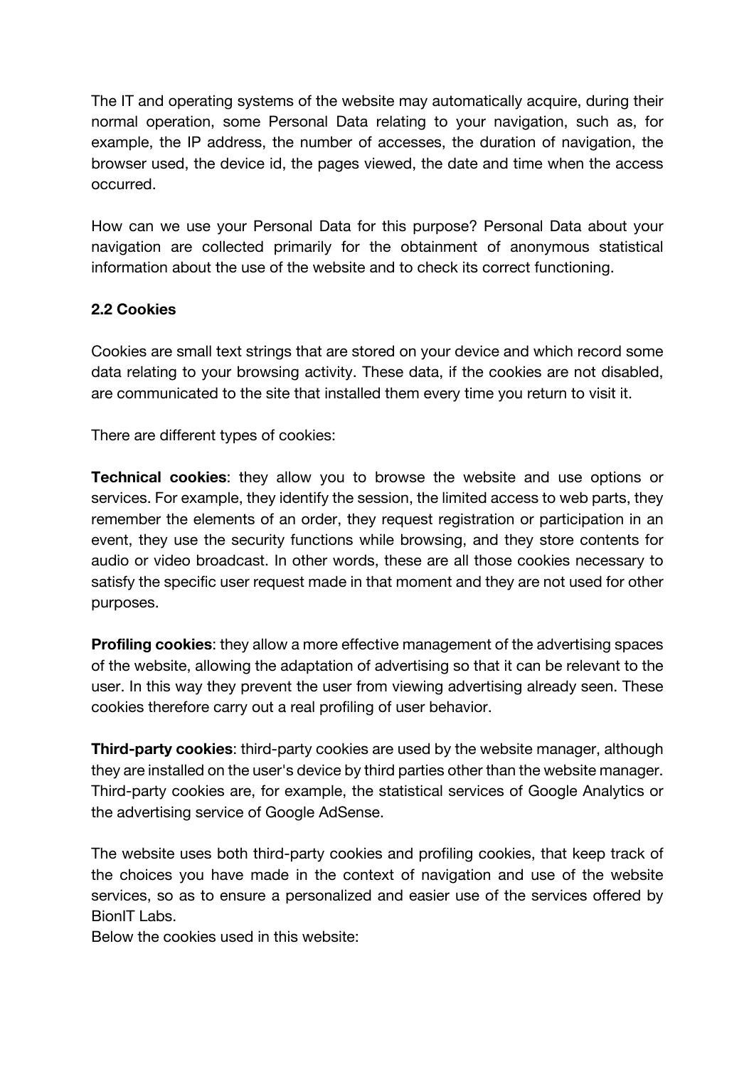The IT and operating systems of the website may automatically acquire, during their normal operation, some Personal Data relating to your navigation, such as, for example, the IP address, the number of accesses, the duration of navigation, the browser used, the device id, the pages viewed, the date and time when the access occurred.

How can we use your Personal Data for this purpose? Personal Data about your navigation are collected primarily for the obtainment of anonymous statistical information about the use of the website and to check its correct functioning.

### 2.2 Cookies

Cookies are small text strings that are stored on your device and which record some data relating to your browsing activity. These data, if the cookies are not disabled, are communicated to the site that installed them every time you return to visit it.

There are different types of cookies:

**Technical cookies**: they allow you to browse the website and use options or services. For example, they identify the session, the limited access to web parts, they remember the elements of an order, they request registration or participation in an event, they use the security functions while browsing, and they store contents for audio or video broadcast. In other words, these are all those cookies necessary to satisfy the specific user request made in that moment and they are not used for other purposes.

**Profiling cookies**: they allow a more effective management of the advertising spaces of the website, allowing the adaptation of advertising so that it can be relevant to the user. In this way they prevent the user from viewing advertising already seen. These cookies therefore carry out a real profiling of user behavior.

**Third-party cookies**: third-party cookies are used by the website manager, although they are installed on the user's device by third parties other than the website manager. Third-party cookies are, for example, the statistical services of Google Analytics or the advertising service of Google AdSense.

The website uses both third-party cookies and profiling cookies, that keep track of the choices you have made in the context of navigation and use of the website services, so as to ensure a personalized and easier use of the services offered by BionIT Labs.
Below the cookies used in this website: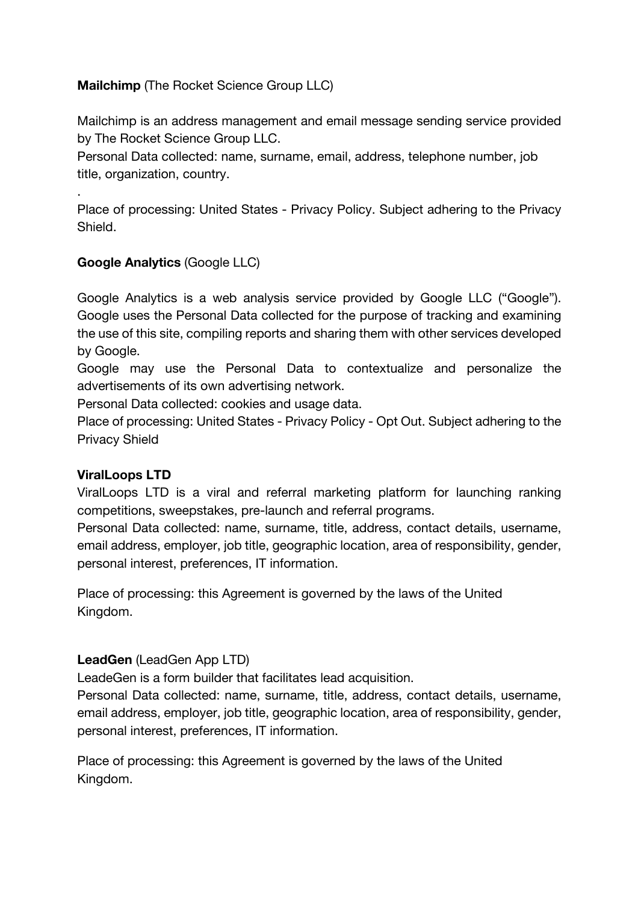**Mailchimp** (The Rocket Science Group LLC)

Mailchimp is an address management and email message sending service provided by The Rocket Science Group LLC.
Personal Data collected: name, surname, email, address, telephone number, job title, organization, country.

.
Place of processing: United States - Privacy Policy. Subject adhering to the Privacy Shield.

**Google Analytics** (Google LLC)

Google Analytics is a web analysis service provided by Google LLC ("Google"). Google uses the Personal Data collected for the purpose of tracking and examining the use of this site, compiling reports and sharing them with other services developed by Google.
Google may use the Personal Data to contextualize and personalize the advertisements of its own advertising network.
Personal Data collected: cookies and usage data.
Place of processing: United States - Privacy Policy - Opt Out. Subject adhering to the Privacy Shield

**ViralLoops LTD**
ViralLoops LTD is a viral and referral marketing platform for launching ranking competitions, sweepstakes, pre-launch and referral programs.
Personal Data collected: name, surname, title, address, contact details, username, email address, employer, job title, geographic location, area of responsibility, gender, personal interest, preferences, IT information.

Place of processing: this Agreement is governed by the laws of the United Kingdom.

**LeadGen** (LeadGen App LTD)
LeadeGen is a form builder that facilitates lead acquisition.
Personal Data collected: name, surname, title, address, contact details, username, email address, employer, job title, geographic location, area of responsibility, gender, personal interest, preferences, IT information.

Place of processing: this Agreement is governed by the laws of the United Kingdom.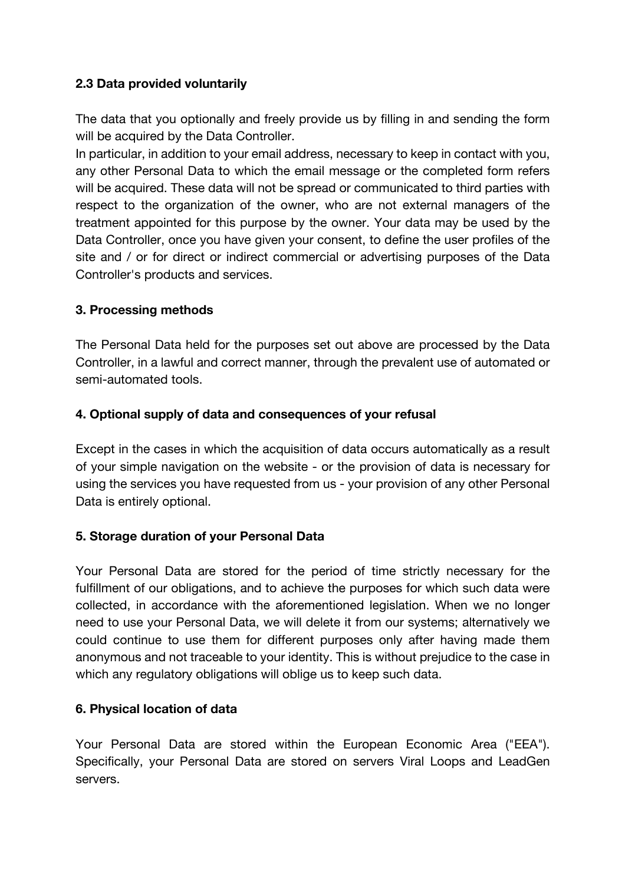**2.3 Data provided voluntarily**

The data that you optionally and freely provide us by filling in and sending the form will be acquired by the Data Controller.
In particular, in addition to your email address, necessary to keep in contact with you, any other Personal Data to which the email message or the completed form refers will be acquired. These data will not be spread or communicated to third parties with respect to the organization of the owner, who are not external managers of the treatment appointed for this purpose by the owner. Your data may be used by the Data Controller, once you have given your consent, to define the user profiles of the site and / or for direct or indirect commercial or advertising purposes of the Data Controller's products and services.

**3. Processing methods**

The Personal Data held for the purposes set out above are processed by the Data Controller, in a lawful and correct manner, through the prevalent use of automated or semi-automated tools.

**4. Optional supply of data and consequences of your refusal**

Except in the cases in which the acquisition of data occurs automatically as a result of your simple navigation on the website - or the provision of data is necessary for using the services you have requested from us - your provision of any other Personal Data is entirely optional.

**5. Storage duration of your Personal Data**

Your Personal Data are stored for the period of time strictly necessary for the fulfillment of our obligations, and to achieve the purposes for which such data were collected, in accordance with the aforementioned legislation. When we no longer need to use your Personal Data, we will delete it from our systems; alternatively we could continue to use them for different purposes only after having made them anonymous and not traceable to your identity. This is without prejudice to the case in which any regulatory obligations will oblige us to keep such data.

**6. Physical location of data**

Your Personal Data are stored within the European Economic Area ("EEA"). Specifically, your Personal Data are stored on servers Viral Loops and LeadGen servers.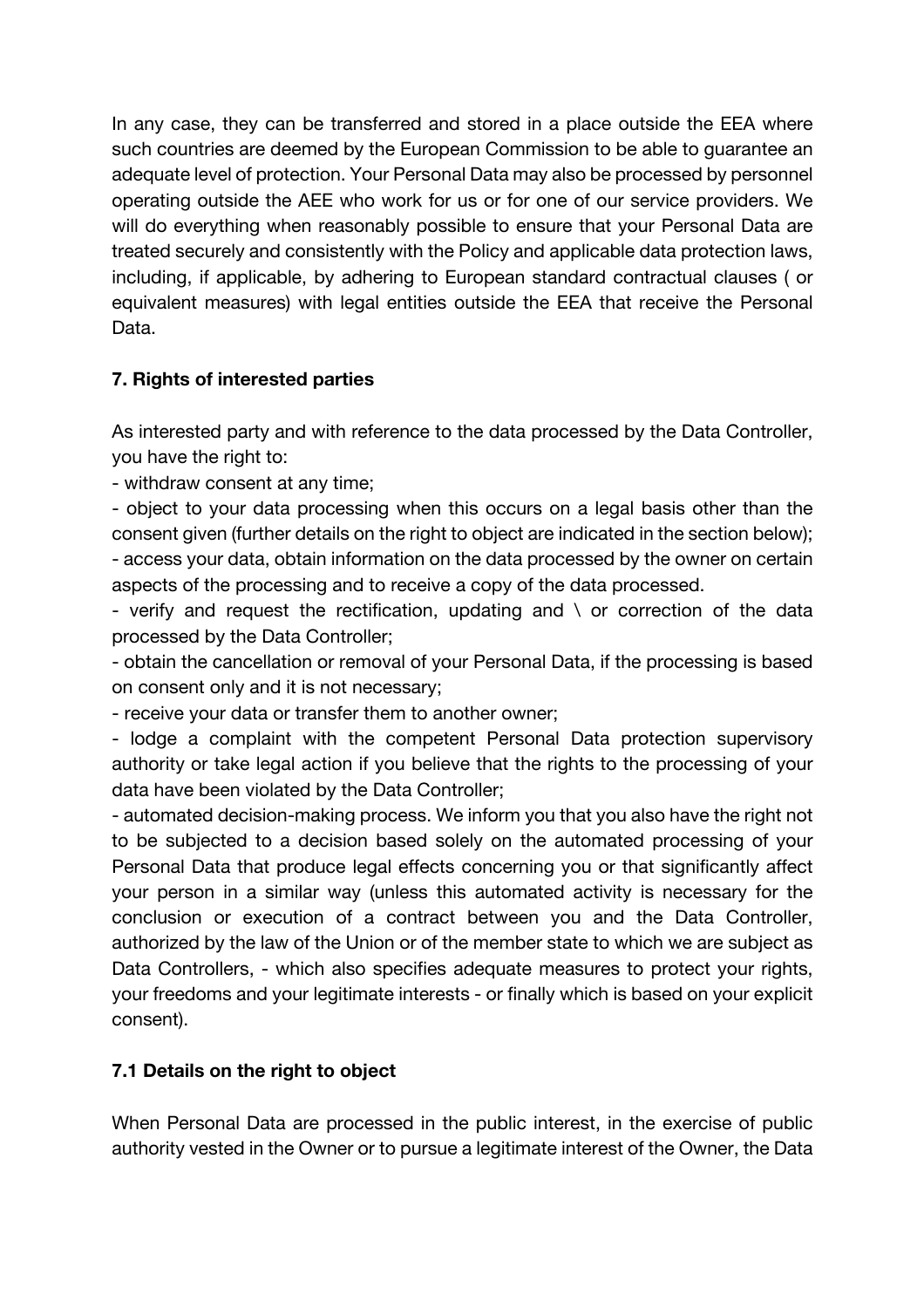In any case, they can be transferred and stored in a place outside the EEA where such countries are deemed by the European Commission to be able to guarantee an adequate level of protection. Your Personal Data may also be processed by personnel operating outside the AEE who work for us or for one of our service providers. We will do everything when reasonably possible to ensure that your Personal Data are treated securely and consistently with the Policy and applicable data protection laws, including, if applicable, by adhering to European standard contractual clauses ( or equivalent measures) with legal entities outside the EEA that receive the Personal Data.

### 7. Rights of interested parties

As interested party and with reference to the data processed by the Data Controller, you have the right to:

- withdraw consent at any time;
- object to your data processing when this occurs on a legal basis other than the consent given (further details on the right to object are indicated in the section below);
- access your data, obtain information on the data processed by the owner on certain aspects of the processing and to receive a copy of the data processed.
- verify and request the rectification, updating and \ or correction of the data processed by the Data Controller;
- obtain the cancellation or removal of your Personal Data, if the processing is based on consent only and it is not necessary;
- receive your data or transfer them to another owner;
- lodge a complaint with the competent Personal Data protection supervisory authority or take legal action if you believe that the rights to the processing of your data have been violated by the Data Controller;
- automated decision-making process. We inform you that you also have the right not to be subjected to a decision based solely on the automated processing of your Personal Data that produce legal effects concerning you or that significantly affect your person in a similar way (unless this automated activity is necessary for the conclusion or execution of a contract between you and the Data Controller, authorized by the law of the Union or of the member state to which we are subject as Data Controllers, - which also specifies adequate measures to protect your rights, your freedoms and your legitimate interests - or finally which is based on your explicit consent).

### 7.1 Details on the right to object

When Personal Data are processed in the public interest, in the exercise of public authority vested in the Owner or to pursue a legitimate interest of the Owner, the Data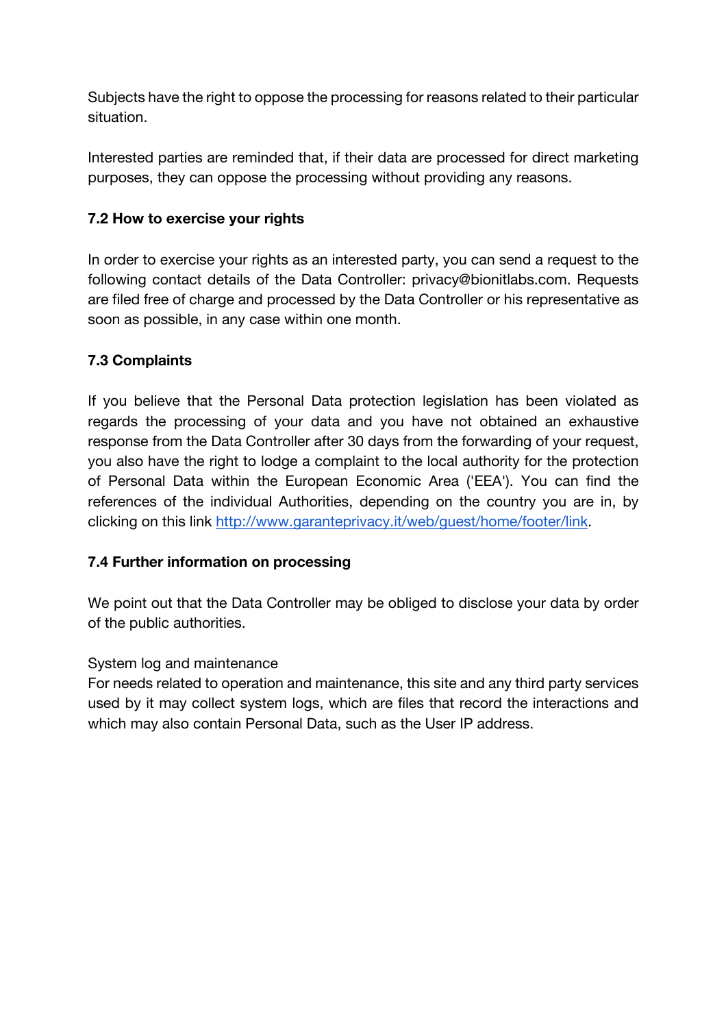Subjects have the right to oppose the processing for reasons related to their particular situation.

Interested parties are reminded that, if their data are processed for direct marketing purposes, they can oppose the processing without providing any reasons.

### 7.2 How to exercise your rights

In order to exercise your rights as an interested party, you can send a request to the following contact details of the Data Controller: privacy@bionitlabs.com. Requests are filed free of charge and processed by the Data Controller or his representative as soon as possible, in any case within one month.

### 7.3 Complaints

If you believe that the Personal Data protection legislation has been violated as regards the processing of your data and you have not obtained an exhaustive response from the Data Controller after 30 days from the forwarding of your request, you also have the right to lodge a complaint to the local authority for the protection of Personal Data within the European Economic Area ('EEA'). You can find the references of the individual Authorities, depending on the country you are in, by clicking on this link [http://www.garanteprivacy.it/web/guest/home/footer/link](http://www.garanteprivacy.it/web/guest/home/footer/link).

### 7.4 Further information on processing

We point out that the Data Controller may be obliged to disclose your data by order of the public authorities.

System log and maintenance
For needs related to operation and maintenance, this site and any third party services used by it may collect system logs, which are files that record the interactions and which may also contain Personal Data, such as the User IP address.